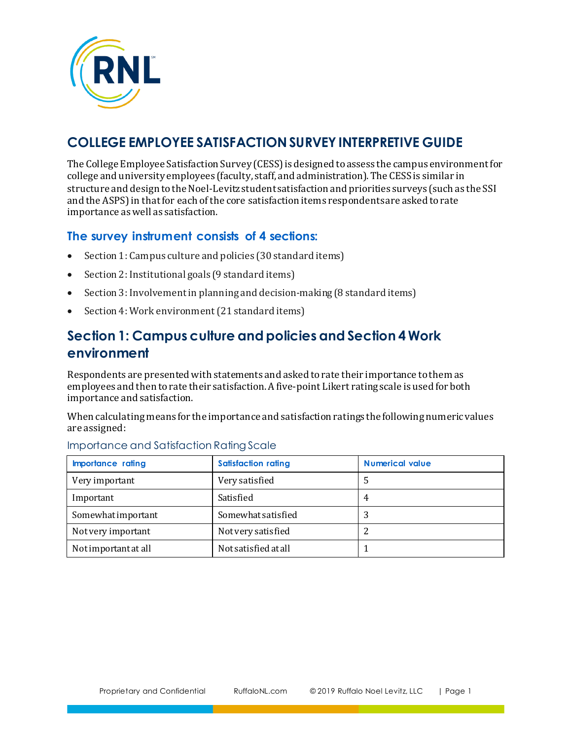# COLLEGE EMPLOYEE SATISFACTION SURVEY INTERPRETIVE GUIDE

The College Employee Satisfaction Survey (CESS) is designed to assess the campus environment for college and university employees (faculty, staff, and administration). The CESS is similar in structure and design to the Noel-Levitz student satisfaction and priorities surveys (such as the SSI and the ASPS) in that for each of the core satisfaction items respondents are asked to rate importance as well as satisfaction.

### The survey instrument consists of 4 sections:

- Section 1: Campus culture and policies (30 standard items)
- Section 2: Institutional goals (9 standard items)
- Section 3: Involvement in planning and decision-making (8 standard items)
- Section 4: Work environment (21 standard items)

## Section 1: Campus culture and policies and Section 4 Work environment

Respondents are presented with statements and asked to rate their importance to them as employees and then to rate their satisfaction. A five-point Likert rating scale is used for both importance and satisfaction.

When calculating means for the importance and satisfaction ratings the following numeric values are assigned:

Importance and Satisfaction Rating Scale

| Importance rating | Satisfaction rating | Numerical value |
| --- | --- | --- |
| Very important | Very satisfied | 5 |
| Important | Satisfied | 4 |
| Somewhat important | Somewhat satisfied | 3 |
| Not very important | Not very satisfied | 2 |
| Not important at all | Not satisfied at all | 1 |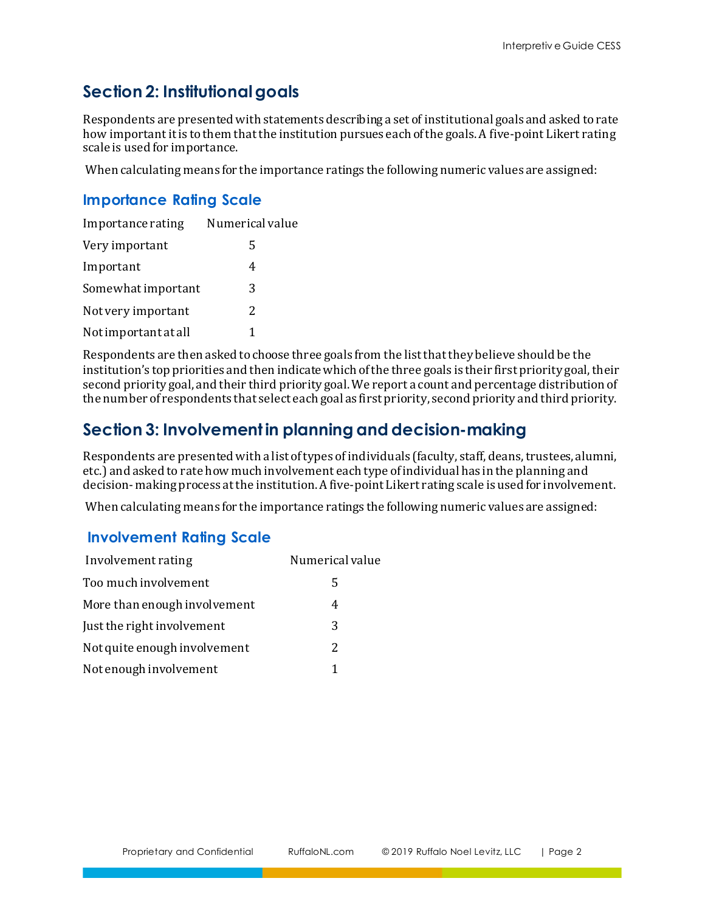## Section 2: Institutional goals

Respondents are presented with statements describing a set of institutional goals and asked to rate how important it is to them that the institution pursues each of the goals. A five-point Likert rating scale is used for importance.

When calculating means for the importance ratings the following numeric values are assigned:

### Importance Rating Scale

| Importance rating | Numerical value |
|---|---|
| Very important | 5 |
| Important | 4 |
| Somewhat important | 3 |
| Not very important | 2 |
| Not important at all | 1 |

Respondents are then asked to choose three goals from the list that they believe should be the institution's top priorities and then indicate which of the three goals is their first priority goal, their second priority goal, and their third priority goal. We report a count and percentage distribution of the number of respondents that select each goal as first priority, second priority and third priority.

## Section 3: Involvement in planning and decision-making

Respondents are presented with a list of types of individuals (faculty, staff, deans, trustees, alumni, etc.) and asked to rate how much involvement each type of individual has in the planning and decision- making process at the institution. A five-point Likert rating scale is used for involvement.

When calculating means for the importance ratings the following numeric values are assigned:

### Involvement Rating Scale

| Involvement rating | Numerical value |
|---|---|
| Too much involvement | 5 |
| More than enough involvement | 4 |
| Just the right involvement | 3 |
| Not quite enough involvement | 2 |
| Not enough involvement | 1 |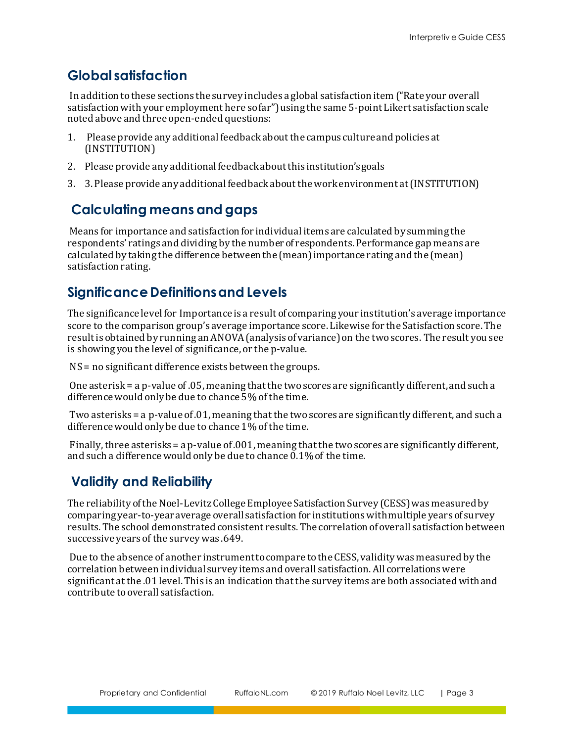## Global satisfaction

In addition to these sections the survey includes a global satisfaction item ("Rate your overall satisfaction with your employment here so far") using the same 5-point Likert satisfaction scale noted above and three open-ended questions:

1. Please provide any additional feedback about the campus culture and policies at (INSTITUTION)
2. Please provide any additional feedback about this institution's goals
3. 3. Please provide any additional feedback about the work environment at (INSTITUTION)

## Calculating means and gaps

Means for importance and satisfaction for individual items are calculated by summing the respondents' ratings and dividing by the number of respondents. Performance gap means are calculated by taking the difference between the (mean) importance rating and the (mean) satisfaction rating.

## Significance Definitions and Levels

The significance level for Importance is a result of comparing your institution's average importance score to the comparison group's average importance score. Likewise for the Satisfaction score. The result is obtained by running an ANOVA (analysis of variance) on the two scores. The result you see is showing you the level of significance, or the p-value.

NS = no significant difference exists between the groups.

One asterisk = a p-value of .05, meaning that the two scores are significantly different, and such a difference would only be due to chance 5% of the time.

Two asterisks = a p-value of .01, meaning that the two scores are significantly different, and such a difference would only be due to chance 1% of the time.

Finally, three asterisks = a p-value of .001, meaning that the two scores are significantly different, and such a difference would only be due to chance 0.1% of the time.

## Validity and Reliability

The reliability of the Noel-Levitz College Employee Satisfaction Survey (CESS) was measured by comparing year-to-year average overall satisfaction for institutions with multiple years of survey results. The school demonstrated consistent results. The correlation of overall satisfaction between successive years of the survey was .649.

Due to the absence of another instrument to compare to the CESS, validity was measured by the correlation between individual survey items and overall satisfaction. All correlations were significant at the .01 level. This is an indication that the survey items are both associated with and contribute to overall satisfaction.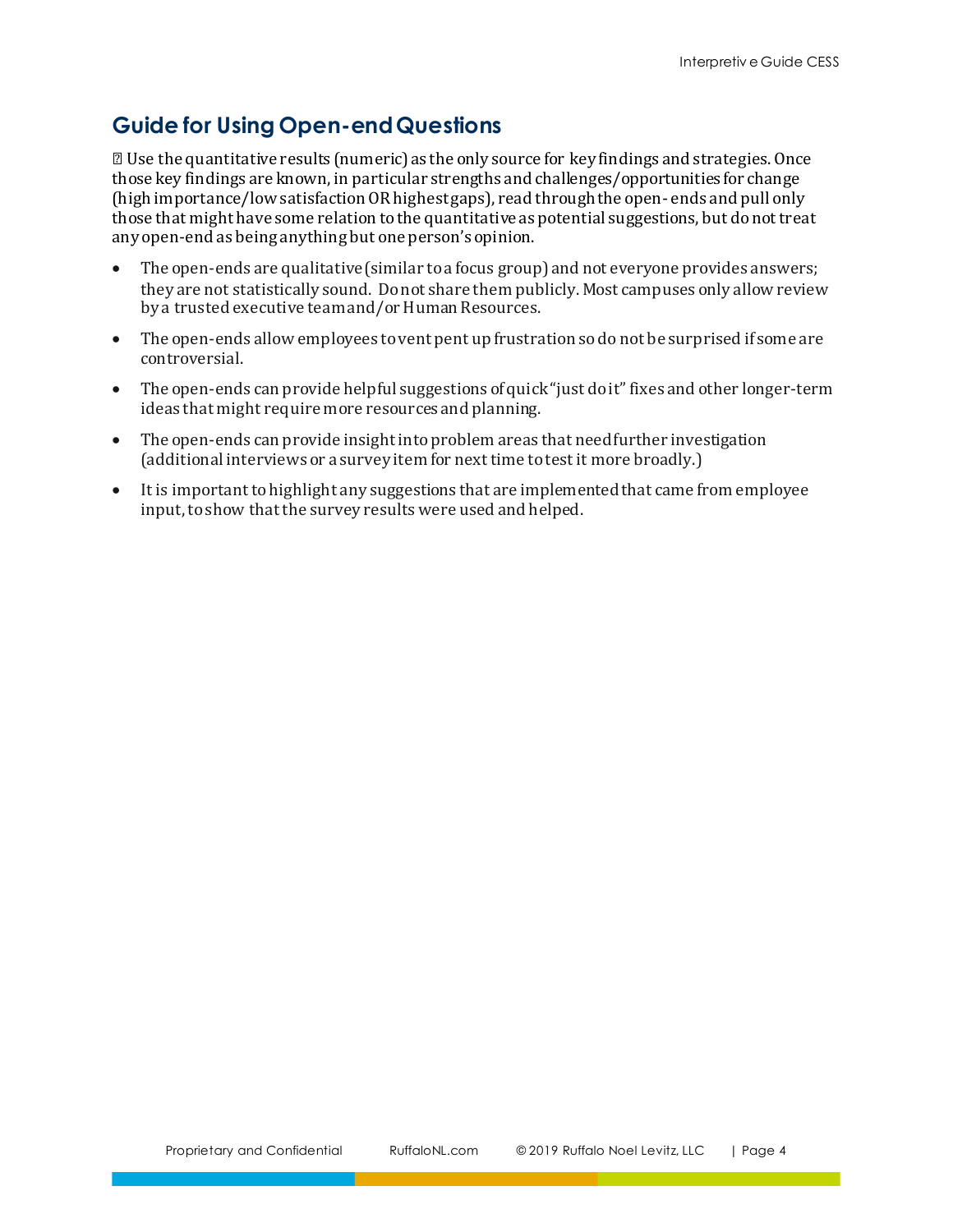## Guide for Using Open-end Questions

 Use the quantitative results (numeric) as the only source for key findings and strategies. Once those key findings are known, in particular strengths and challenges/opportunities for change (high importance/low satisfaction OR highest gaps), read through the open- ends and pull only those that might have some relation to the quantitative as potential suggestions, but do not treat any open-end as being anything but one person's opinion.

- The open-ends are qualitative (similar to a focus group) and not everyone provides answers; they are not statistically sound. Do not share them publicly. Most campuses only allow review by a trusted executive team and/or Human Resources.
- The open-ends allow employees to vent pent up frustration so do not be surprised if some are controversial.
- The open-ends can provide helpful suggestions of quick "just do it" fixes and other longer-term ideas that might require more resources and planning.
- The open-ends can provide insight into problem areas that need further investigation (additional interviews or a survey item for next time to test it more broadly.)
- It is important to highlight any suggestions that are implemented that came from employee input, to show that the survey results were used and helped.